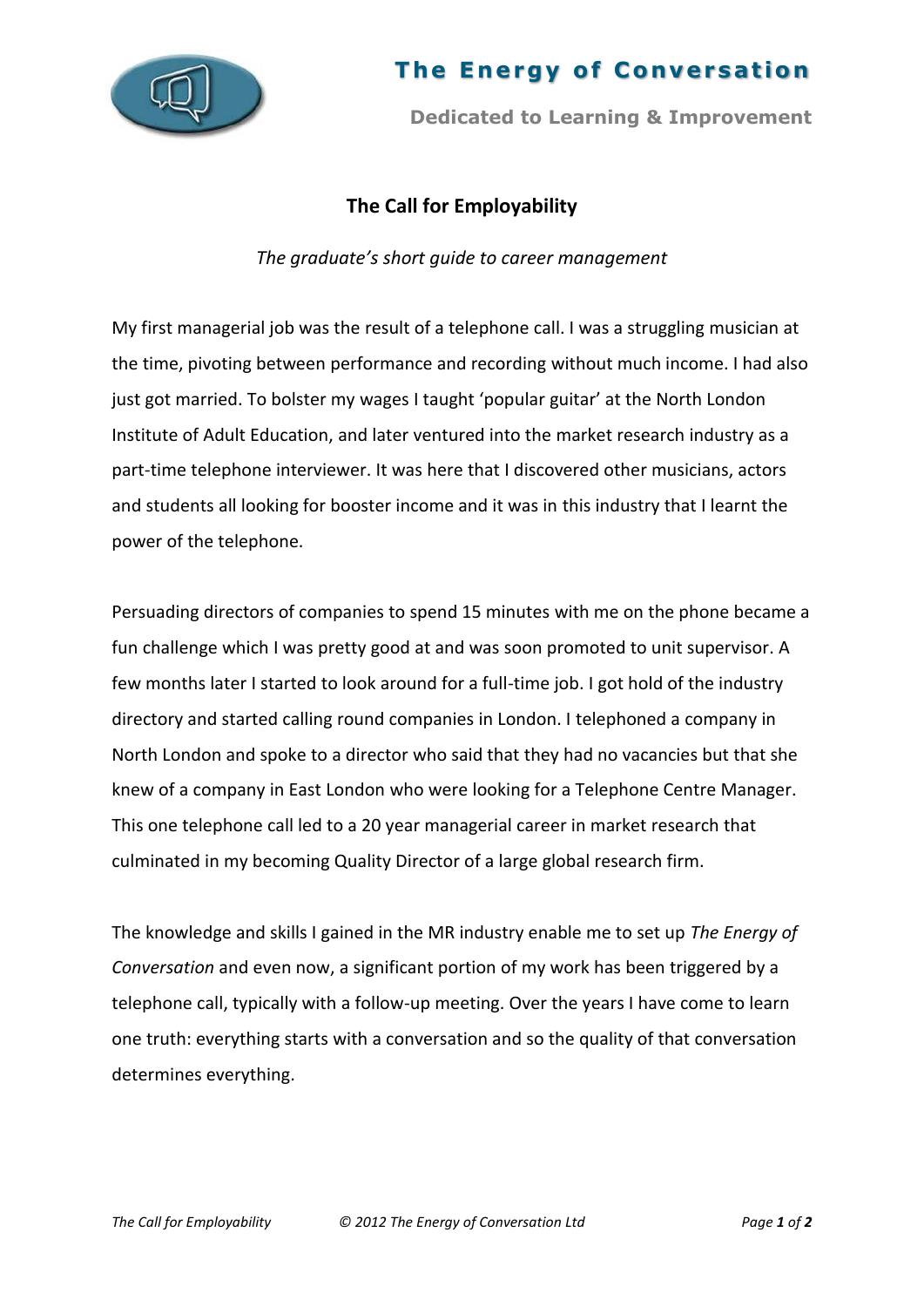# The Energy of Conversation

**Dedicated to Learning & Improvement**

## The Call for Employability

*The graduate's short guide to career management*

My first managerial job was the result of a telephone call. I was a struggling musician at the time, pivoting between performance and recording without much income. I had also just got married. To bolster my wages I taught 'popular guitar' at the North London Institute of Adult Education, and later ventured into the market research industry as a part-time telephone interviewer. It was here that I discovered other musicians, actors and students all looking for booster income and it was in this industry that I learnt the power of the telephone.

Persuading directors of companies to spend 15 minutes with me on the phone became a fun challenge which I was pretty good at and was soon promoted to unit supervisor. A few months later I started to look around for a full-time job. I got hold of the industry directory and started calling round companies in London. I telephoned a company in North London and spoke to a director who said that they had no vacancies but that she knew of a company in East London who were looking for a Telephone Centre Manager. This one telephone call led to a 20 year managerial career in market research that culminated in my becoming Quality Director of a large global research firm.

The knowledge and skills I gained in the MR industry enable me to set up *The Energy of Conversation* and even now, a significant portion of my work has been triggered by a telephone call, typically with a follow-up meeting. Over the years I have come to learn one truth: everything starts with a conversation and so the quality of that conversation determines everything.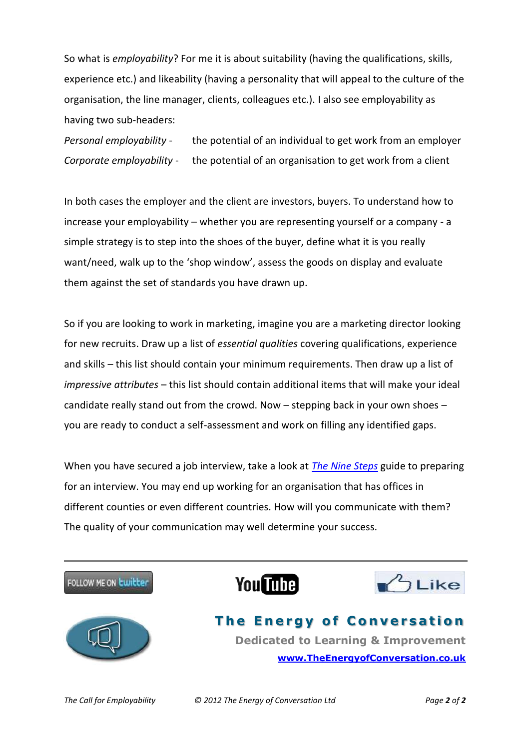So what is *employability*? For me it is about suitability (having the qualifications, skills, experience etc.) and likeability (having a personality that will appeal to the culture of the organisation, the line manager, clients, colleagues etc.). I also see employability as having two sub-headers:

*Personal employability* - the potential of an individual to get work from an employer

*Corporate employability* - the potential of an organisation to get work from a client

In both cases the employer and the client are investors, buyers. To understand how to increase your employability – whether you are representing yourself or a company - a simple strategy is to step into the shoes of the buyer, define what it is you really want/need, walk up to the 'shop window', assess the goods on display and evaluate them against the set of standards you have drawn up.

So if you are looking to work in marketing, imagine you are a marketing director looking for new recruits. Draw up a list of *essential qualities* covering qualifications, experience and skills – this list should contain your minimum requirements. Then draw up a list of *impressive attributes* – this list should contain additional items that will make your ideal candidate really stand out from the crowd. Now – stepping back in your own shoes – you are ready to conduct a self-assessment and work on filling any identified gaps.

When you have secured a job interview, take a look at *[The Nine Steps]* guide to preparing for an interview. You may end up working for an organisation that has offices in different counties or even different countries. How will you communicate with them? The quality of your communication may well determine your success.

---

FOLLOW ME ON twitter

YouTube

Like

**The Energy of Conversation**

**Dedicated to Learning & Improvement**

**www.TheEnergyofConversation.co.uk**

*The Call for Employability* *© 2012 The Energy of Conversation Ltd*